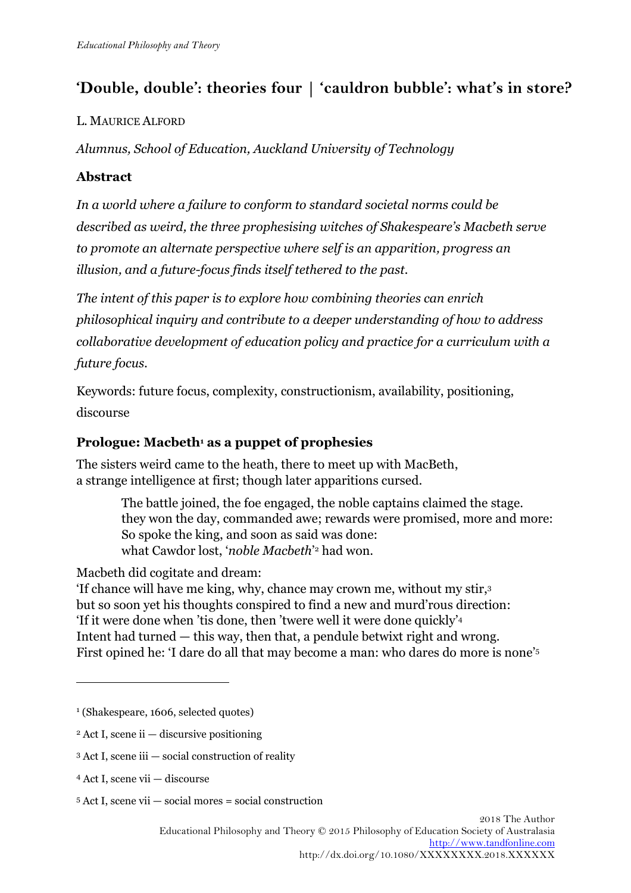# 'Double, double': theories four | 'cauldron bubble': what's in store?

L. MAURICE ALFORD

*Alumnus, School of Education, Auckland University of Technology*

**Abstract**

*In a world where a failure to conform to standard societal norms could be described as weird, the three prophesising witches of Shakespeare's Macbeth serve to promote an alternate perspective where self is an apparition, progress an illusion, and a future-focus finds itself tethered to the past.*

*The intent of this paper is to explore how combining theories can enrich philosophical inquiry and contribute to a deeper understanding of how to address collaborative development of education policy and practice for a curriculum with a future focus.*

Keywords: future focus, complexity, constructionism, availability, positioning, discourse

## Prologue: Macbeth[1] as a puppet of prophesies

The sisters weird came to the heath, there to meet up with MacBeth,
a strange intelligence at first; though later apparitions cursed.

> The battle joined, the foe engaged, the noble captains claimed the stage.
> they won the day, commanded awe; rewards were promised, more and more:
> So spoke the king, and soon as said was done:
> what Cawdor lost, '*noble Macbeth*'[2] had won.

Macbeth did cogitate and dream:
'If chance will have me king, why, chance may crown me, without my stir,[3]
but so soon yet his thoughts conspired to find a new and murd'rous direction:
'If it were done when 'tis done, then 'twere well it were done quickly'[4]
Intent had turned — this way, then that, a pendule betwixt right and wrong.
First opined he: 'I dare do all that may become a man: who dares do more is none'[5]

---

[1] (Shakespeare, 1606, selected quotes)

[2] Act I, scene ii — discursive positioning

[3] Act I, scene iii — social construction of reality

[4] Act I, scene vii — discourse

[5] Act I, scene vii — social mores = social construction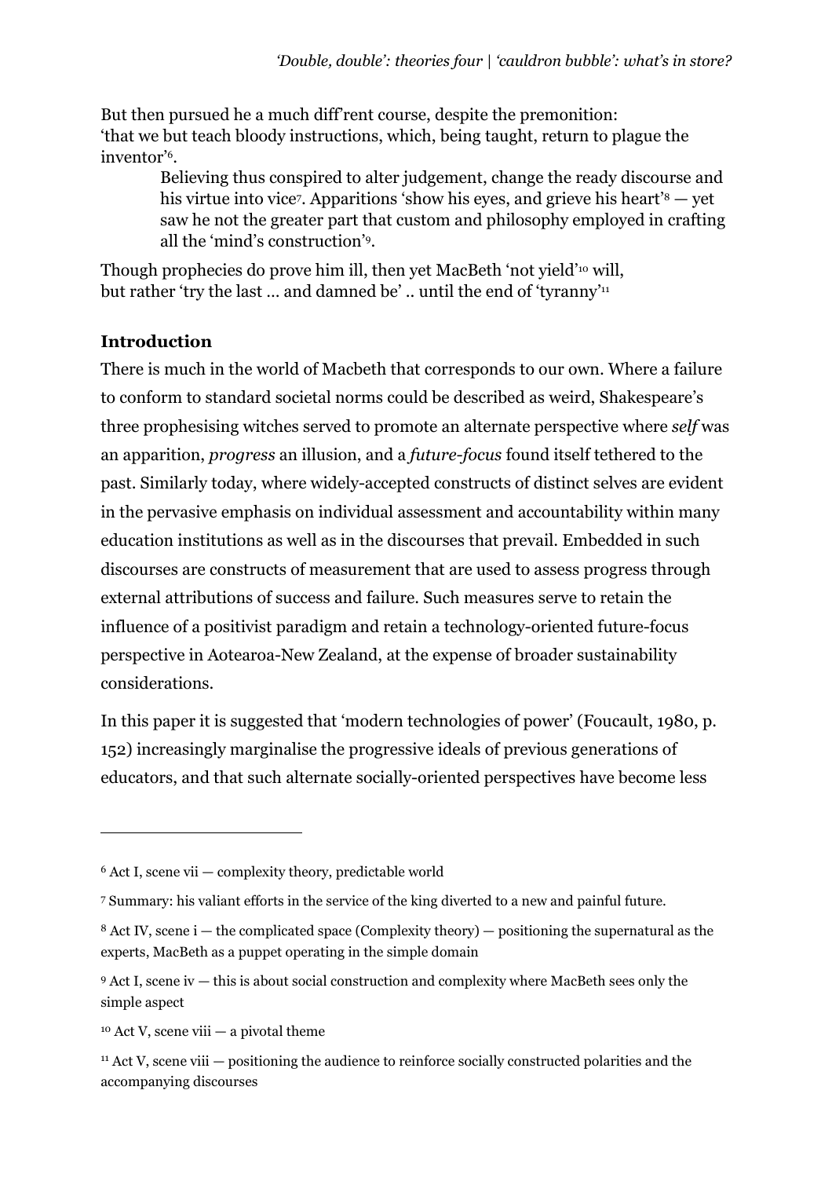But then pursued he a much diff'rent course, despite the premonition:
'that we but teach bloody instructions, which, being taught, return to plague the inventor'[6].

> Believing thus conspired to alter judgement, change the ready discourse and his virtue into vice[7]. Apparitions 'show his eyes, and grieve his heart'[8] — yet saw he not the greater part that custom and philosophy employed in crafting all the 'mind's construction'[9].

Though prophecies do prove him ill, then yet MacBeth 'not yield'[10] will,
but rather 'try the last … and damned be' .. until the end of 'tyranny'[11]

## Introduction

There is much in the world of Macbeth that corresponds to our own. Where a failure to conform to standard societal norms could be described as weird, Shakespeare's three prophesising witches served to promote an alternate perspective where *self* was an apparition, *progress* an illusion, and a *future-focus* found itself tethered to the past. Similarly today, where widely-accepted constructs of distinct selves are evident in the pervasive emphasis on individual assessment and accountability within many education institutions as well as in the discourses that prevail. Embedded in such discourses are constructs of measurement that are used to assess progress through external attributions of success and failure. Such measures serve to retain the influence of a positivist paradigm and retain a technology-oriented future-focus perspective in Aotearoa-New Zealand, at the expense of broader sustainability considerations.

In this paper it is suggested that 'modern technologies of power' (Foucault, 1980, p. 152) increasingly marginalise the progressive ideals of previous generations of educators, and that such alternate socially-oriented perspectives have become less

---

[6] Act I, scene vii — complexity theory, predictable world

[7] Summary: his valiant efforts in the service of the king diverted to a new and painful future.

[8] Act IV, scene i — the complicated space (Complexity theory) — positioning the supernatural as the experts, MacBeth as a puppet operating in the simple domain

[9] Act I, scene iv — this is about social construction and complexity where MacBeth sees only the simple aspect

[10] Act V, scene viii — a pivotal theme

[11] Act V, scene viii — positioning the audience to reinforce socially constructed polarities and the accompanying discourses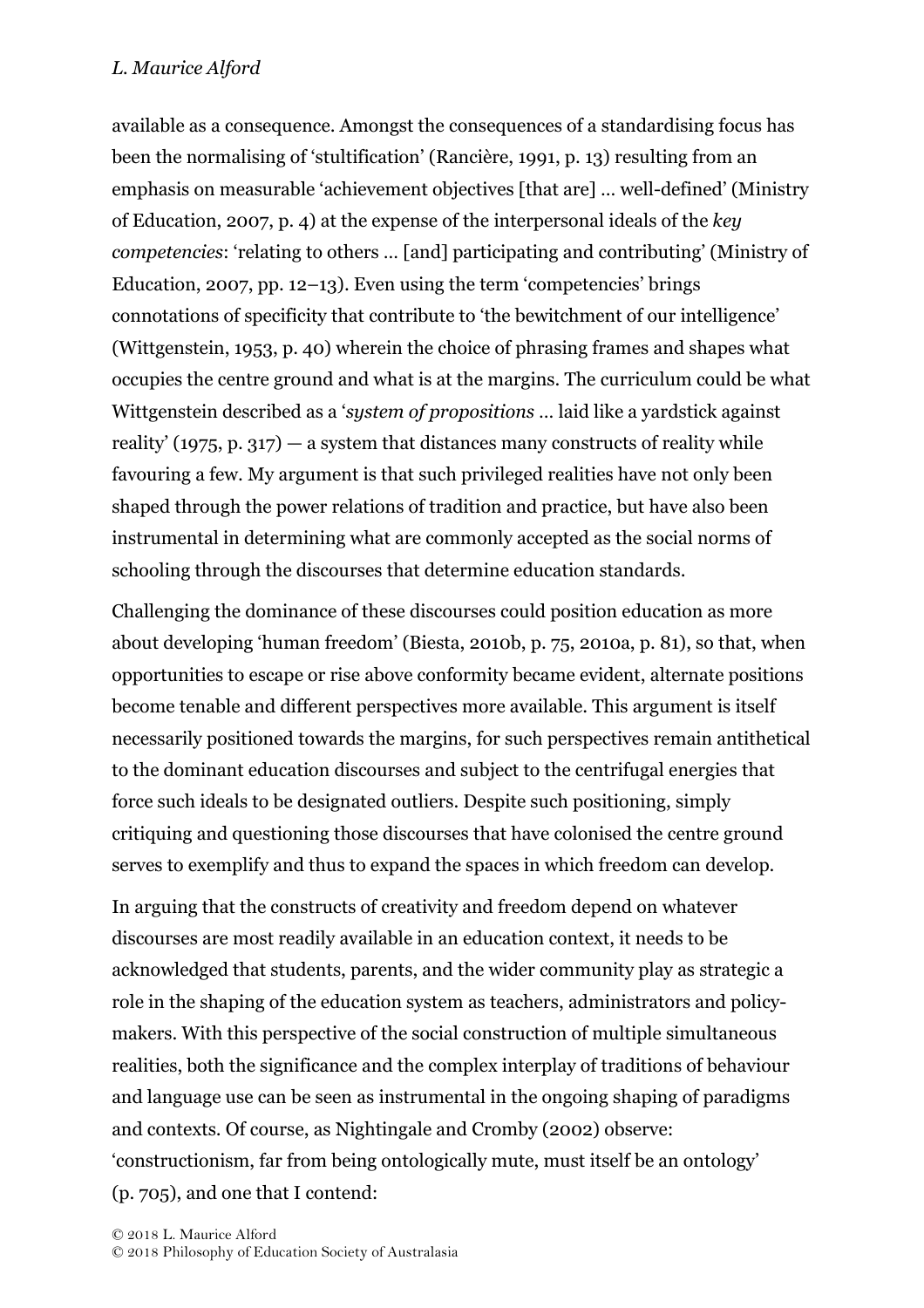available as a consequence. Amongst the consequences of a standardising focus has been the normalising of 'stultification' (Rancière, 1991, p. 13) resulting from an emphasis on measurable 'achievement objectives [that are] … well-defined' (Ministry of Education, 2007, p. 4) at the expense of the interpersonal ideals of the *key competencies*: 'relating to others … [and] participating and contributing' (Ministry of Education, 2007, pp. 12–13). Even using the term 'competencies' brings connotations of specificity that contribute to 'the bewitchment of our intelligence' (Wittgenstein, 1953, p. 40) wherein the choice of phrasing frames and shapes what occupies the centre ground and what is at the margins. The curriculum could be what Wittgenstein described as a '*system of propositions* … laid like a yardstick against reality' (1975, p. 317) — a system that distances many constructs of reality while favouring a few. My argument is that such privileged realities have not only been shaped through the power relations of tradition and practice, but have also been instrumental in determining what are commonly accepted as the social norms of schooling through the discourses that determine education standards.

Challenging the dominance of these discourses could position education as more about developing 'human freedom' (Biesta, 2010b, p. 75, 2010a, p. 81), so that, when opportunities to escape or rise above conformity became evident, alternate positions become tenable and different perspectives more available. This argument is itself necessarily positioned towards the margins, for such perspectives remain antithetical to the dominant education discourses and subject to the centrifugal energies that force such ideals to be designated outliers. Despite such positioning, simply critiquing and questioning those discourses that have colonised the centre ground serves to exemplify and thus to expand the spaces in which freedom can develop.

In arguing that the constructs of creativity and freedom depend on whatever discourses are most readily available in an education context, it needs to be acknowledged that students, parents, and the wider community play as strategic a role in the shaping of the education system as teachers, administrators and policy-makers. With this perspective of the social construction of multiple simultaneous realities, both the significance and the complex interplay of traditions of behaviour and language use can be seen as instrumental in the ongoing shaping of paradigms and contexts. Of course, as Nightingale and Cromby (2002) observe: 'constructionism, far from being ontologically mute, must itself be an ontology' (p. 705), and one that I contend: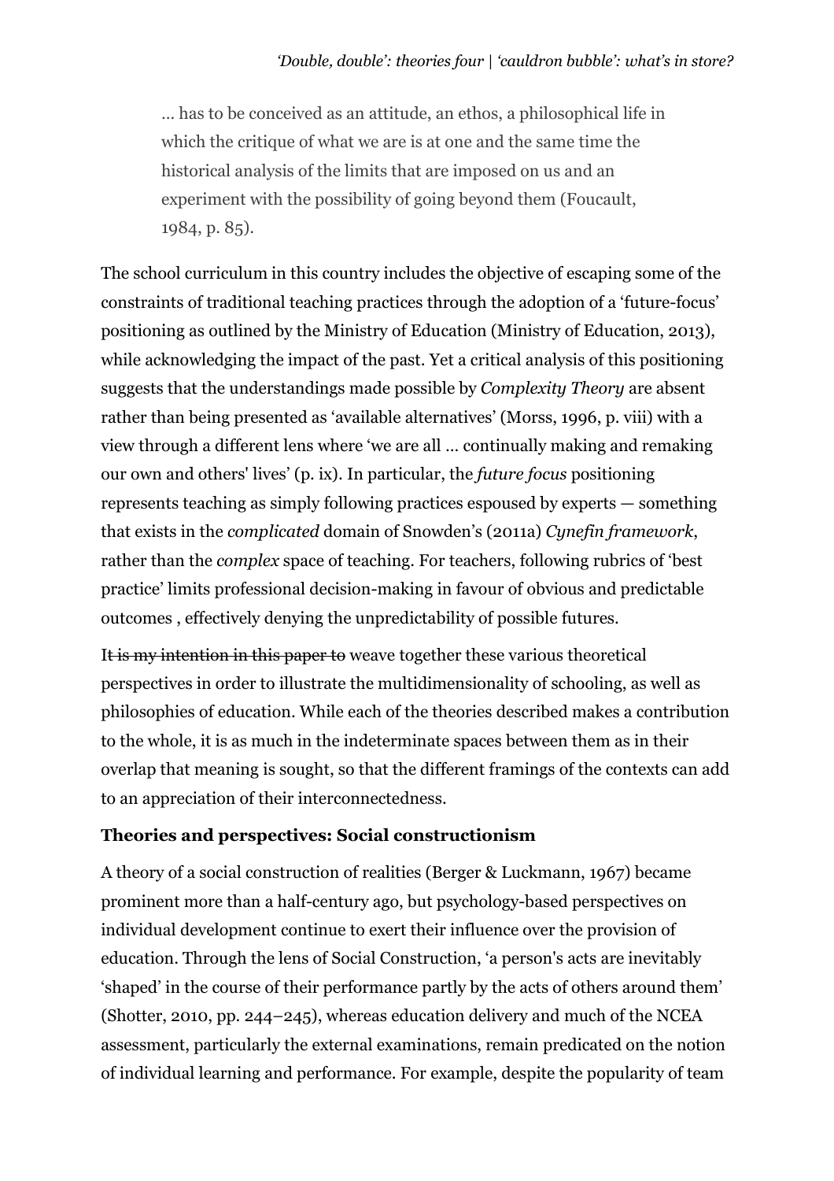> … has to be conceived as an attitude, an ethos, a philosophical life in which the critique of what we are is at one and the same time the historical analysis of the limits that are imposed on us and an experiment with the possibility of going beyond them (Foucault, 1984, p. 85).

The school curriculum in this country includes the objective of escaping some of the constraints of traditional teaching practices through the adoption of a 'future-focus' positioning as outlined by the Ministry of Education (Ministry of Education, 2013), while acknowledging the impact of the past. Yet a critical analysis of this positioning suggests that the understandings made possible by *Complexity Theory* are absent rather than being presented as 'available alternatives' (Morss, 1996, p. viii) with a view through a different lens where 'we are all … continually making and remaking our own and others' lives' (p. ix). In particular, the *future focus* positioning represents teaching as simply following practices espoused by experts — something that exists in the *complicated* domain of Snowden's (2011a) *Cynefin framework*, rather than the *complex* space of teaching. For teachers, following rubrics of 'best practice' limits professional decision-making in favour of obvious and predictable outcomes , effectively denying the unpredictability of possible futures.

I~~t is my intention in this paper to~~ weave together these various theoretical perspectives in order to illustrate the multidimensionality of schooling, as well as philosophies of education. While each of the theories described makes a contribution to the whole, it is as much in the indeterminate spaces between them as in their overlap that meaning is sought, so that the different framings of the contexts can add to an appreciation of their interconnectedness.

### Theories and perspectives: Social constructionism

A theory of a social construction of realities (Berger & Luckmann, 1967) became prominent more than a half-century ago, but psychology-based perspectives on individual development continue to exert their influence over the provision of education. Through the lens of Social Construction, 'a person's acts are inevitably 'shaped' in the course of their performance partly by the acts of others around them' (Shotter, 2010, pp. 244–245), whereas education delivery and much of the NCEA assessment, particularly the external examinations, remain predicated on the notion of individual learning and performance. For example, despite the popularity of team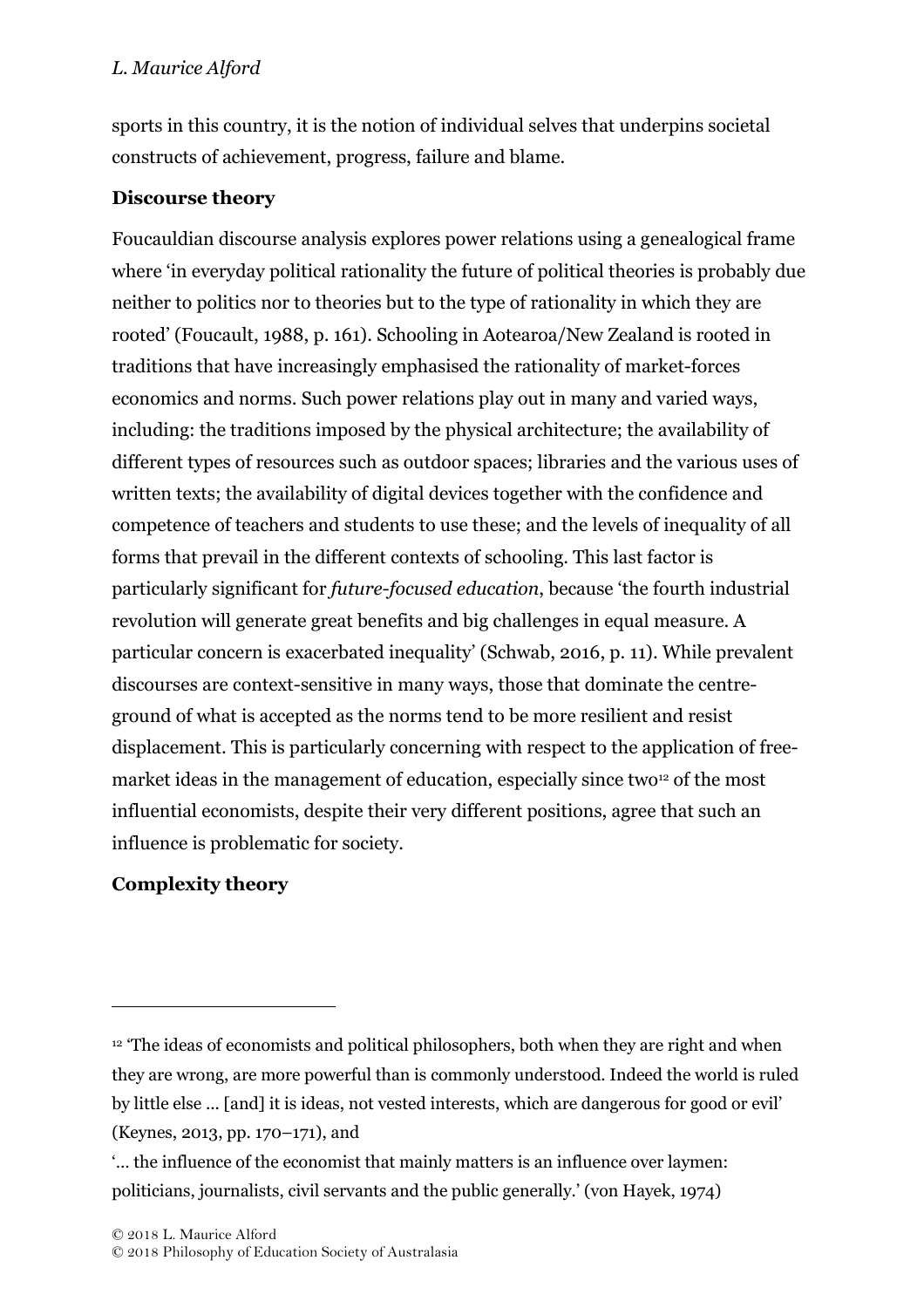sports in this country, it is the notion of individual selves that underpins societal constructs of achievement, progress, failure and blame.

**Discourse theory**

Foucauldian discourse analysis explores power relations using a genealogical frame where 'in everyday political rationality the future of political theories is probably due neither to politics nor to theories but to the type of rationality in which they are rooted' (Foucault, 1988, p. 161). Schooling in Aotearoa/New Zealand is rooted in traditions that have increasingly emphasised the rationality of market-forces economics and norms. Such power relations play out in many and varied ways, including: the traditions imposed by the physical architecture; the availability of different types of resources such as outdoor spaces; libraries and the various uses of written texts; the availability of digital devices together with the confidence and competence of teachers and students to use these; and the levels of inequality of all forms that prevail in the different contexts of schooling. This last factor is particularly significant for *future-focused education*, because 'the fourth industrial revolution will generate great benefits and big challenges in equal measure. A particular concern is exacerbated inequality' (Schwab, 2016, p. 11). While prevalent discourses are context-sensitive in many ways, those that dominate the centre-ground of what is accepted as the norms tend to be more resilient and resist displacement. This is particularly concerning with respect to the application of free-market ideas in the management of education, especially since two[12] of the most influential economists, despite their very different positions, agree that such an influence is problematic for society.

**Complexity theory**

---

[12] 'The ideas of economists and political philosophers, both when they are right and when they are wrong, are more powerful than is commonly understood. Indeed the world is ruled by little else … [and] it is ideas, not vested interests, which are dangerous for good or evil' (Keynes, 2013, pp. 170–171), and

'… the influence of the economist that mainly matters is an influence over laymen: politicians, journalists, civil servants and the public generally.' (von Hayek, 1974)

© 2018 L. Maurice Alford
© 2018 Philosophy of Education Society of Australasia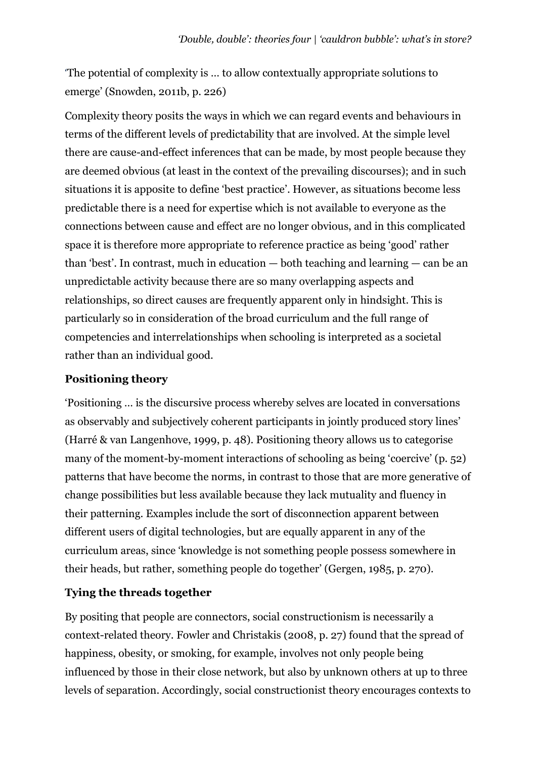'The potential of complexity is … to allow contextually appropriate solutions to emerge' (Snowden, 2011b, p. 226)

Complexity theory posits the ways in which we can regard events and behaviours in terms of the different levels of predictability that are involved. At the simple level there are cause-and-effect inferences that can be made, by most people because they are deemed obvious (at least in the context of the prevailing discourses); and in such situations it is apposite to define 'best practice'. However, as situations become less predictable there is a need for expertise which is not available to everyone as the connections between cause and effect are no longer obvious, and in this complicated space it is therefore more appropriate to reference practice as being 'good' rather than 'best'. In contrast, much in education — both teaching and learning — can be an unpredictable activity because there are so many overlapping aspects and relationships, so direct causes are frequently apparent only in hindsight. This is particularly so in consideration of the broad curriculum and the full range of competencies and interrelationships when schooling is interpreted as a societal rather than an individual good.

**Positioning theory**

'Positioning … is the discursive process whereby selves are located in conversations as observably and subjectively coherent participants in jointly produced story lines' (Harré & van Langenhove, 1999, p. 48). Positioning theory allows us to categorise many of the moment-by-moment interactions of schooling as being 'coercive' (p. 52) patterns that have become the norms, in contrast to those that are more generative of change possibilities but less available because they lack mutuality and fluency in their patterning. Examples include the sort of disconnection apparent between different users of digital technologies, but are equally apparent in any of the curriculum areas, since 'knowledge is not something people possess somewhere in their heads, but rather, something people do together' (Gergen, 1985, p. 270).

**Tying the threads together**

By positing that people are connectors, social constructionism is necessarily a context-related theory. Fowler and Christakis (2008, p. 27) found that the spread of happiness, obesity, or smoking, for example, involves not only people being influenced by those in their close network, but also by unknown others at up to three levels of separation. Accordingly, social constructionist theory encourages contexts to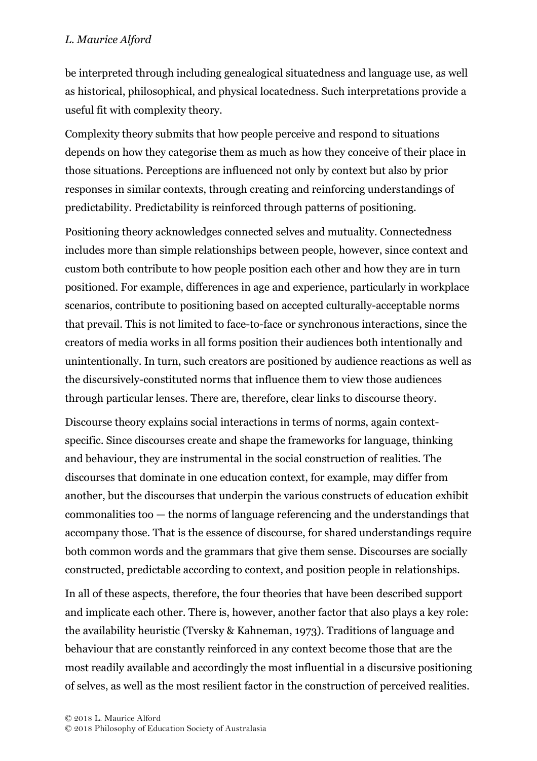be interpreted through including genealogical situatedness and language use, as well as historical, philosophical, and physical locatedness. Such interpretations provide a useful fit with complexity theory.

Complexity theory submits that how people perceive and respond to situations depends on how they categorise them as much as how they conceive of their place in those situations. Perceptions are influenced not only by context but also by prior responses in similar contexts, through creating and reinforcing understandings of predictability. Predictability is reinforced through patterns of positioning.

Positioning theory acknowledges connected selves and mutuality. Connectedness includes more than simple relationships between people, however, since context and custom both contribute to how people position each other and how they are in turn positioned. For example, differences in age and experience, particularly in workplace scenarios, contribute to positioning based on accepted culturally-acceptable norms that prevail. This is not limited to face-to-face or synchronous interactions, since the creators of media works in all forms position their audiences both intentionally and unintentionally. In turn, such creators are positioned by audience reactions as well as the discursively-constituted norms that influence them to view those audiences through particular lenses. There are, therefore, clear links to discourse theory.

Discourse theory explains social interactions in terms of norms, again context-specific. Since discourses create and shape the frameworks for language, thinking and behaviour, they are instrumental in the social construction of realities. The discourses that dominate in one education context, for example, may differ from another, but the discourses that underpin the various constructs of education exhibit commonalities too — the norms of language referencing and the understandings that accompany those. That is the essence of discourse, for shared understandings require both common words and the grammars that give them sense. Discourses are socially constructed, predictable according to context, and position people in relationships.

In all of these aspects, therefore, the four theories that have been described support and implicate each other. There is, however, another factor that also plays a key role: the availability heuristic (Tversky & Kahneman, 1973). Traditions of language and behaviour that are constantly reinforced in any context become those that are the most readily available and accordingly the most influential in a discursive positioning of selves, as well as the most resilient factor in the construction of perceived realities.

© 2018 L. Maurice Alford
© 2018 Philosophy of Education Society of Australasia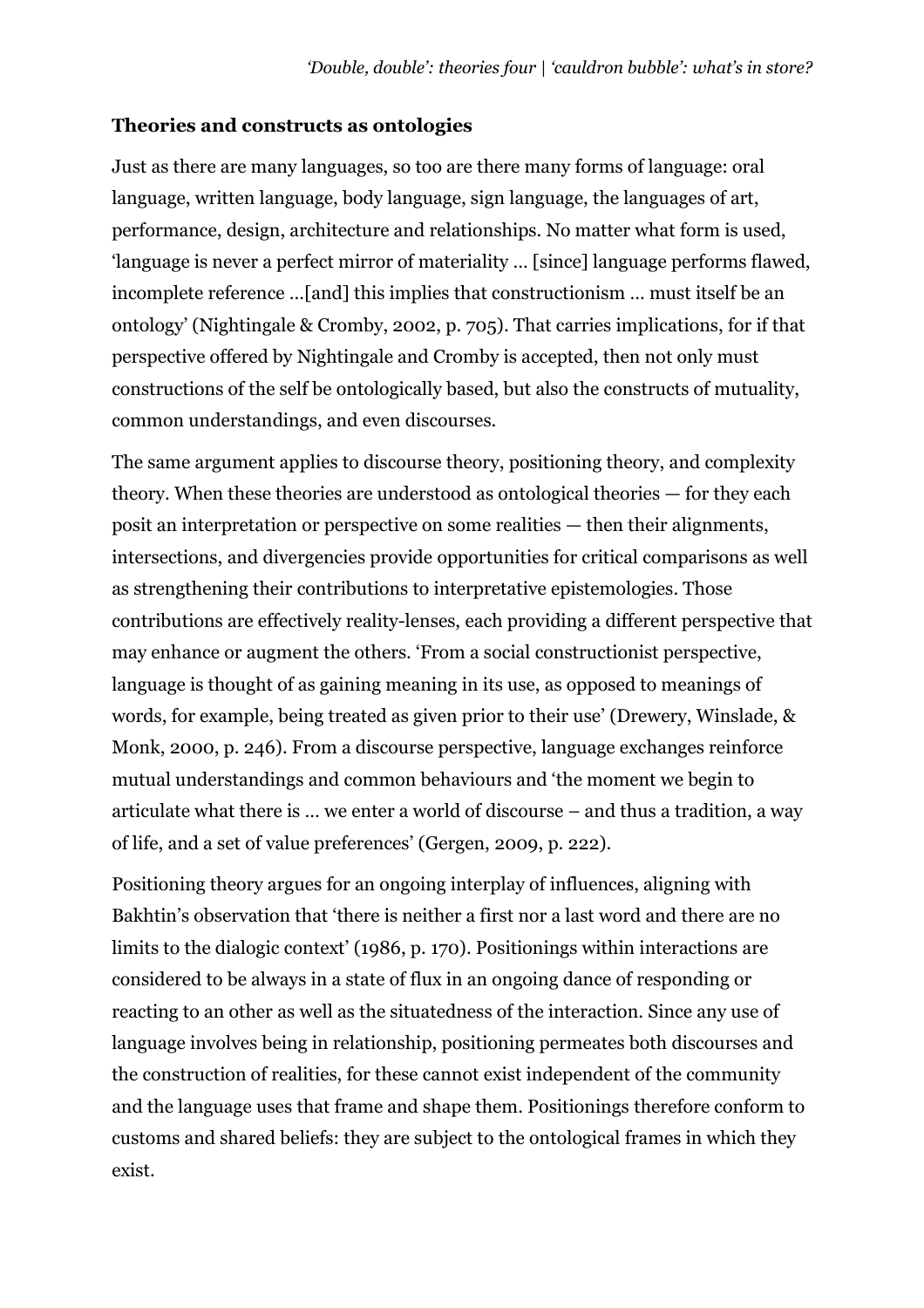**Theories and constructs as ontologies**

Just as there are many languages, so too are there many forms of language: oral language, written language, body language, sign language, the languages of art, performance, design, architecture and relationships. No matter what form is used, 'language is never a perfect mirror of materiality … [since] language performs flawed, incomplete reference …[and] this implies that constructionism … must itself be an ontology' (Nightingale & Cromby, 2002, p. 705). That carries implications, for if that perspective offered by Nightingale and Cromby is accepted, then not only must constructions of the self be ontologically based, but also the constructs of mutuality, common understandings, and even discourses.

The same argument applies to discourse theory, positioning theory, and complexity theory. When these theories are understood as ontological theories — for they each posit an interpretation or perspective on some realities — then their alignments, intersections, and divergencies provide opportunities for critical comparisons as well as strengthening their contributions to interpretative epistemologies. Those contributions are effectively reality-lenses, each providing a different perspective that may enhance or augment the others. 'From a social constructionist perspective, language is thought of as gaining meaning in its use, as opposed to meanings of words, for example, being treated as given prior to their use' (Drewery, Winslade, & Monk, 2000, p. 246). From a discourse perspective, language exchanges reinforce mutual understandings and common behaviours and 'the moment we begin to articulate what there is … we enter a world of discourse – and thus a tradition, a way of life, and a set of value preferences' (Gergen, 2009, p. 222).

Positioning theory argues for an ongoing interplay of influences, aligning with Bakhtin's observation that 'there is neither a first nor a last word and there are no limits to the dialogic context' (1986, p. 170). Positionings within interactions are considered to be always in a state of flux in an ongoing dance of responding or reacting to an other as well as the situatedness of the interaction. Since any use of language involves being in relationship, positioning permeates both discourses and the construction of realities, for these cannot exist independent of the community and the language uses that frame and shape them. Positionings therefore conform to customs and shared beliefs: they are subject to the ontological frames in which they exist.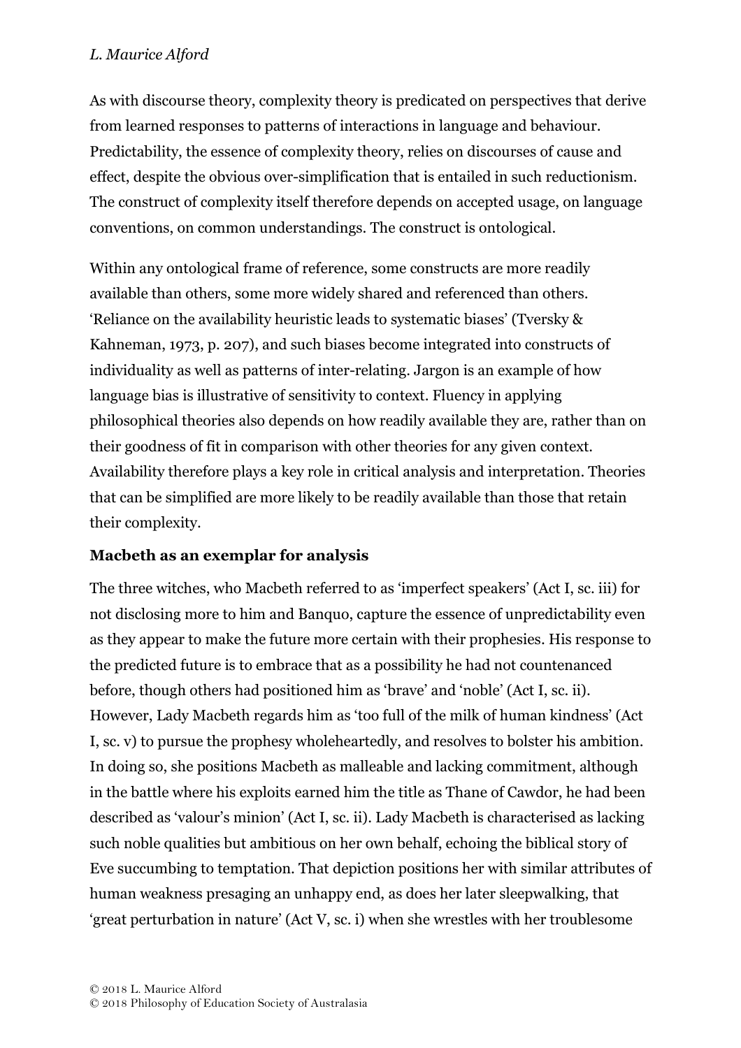As with discourse theory, complexity theory is predicated on perspectives that derive from learned responses to patterns of interactions in language and behaviour. Predictability, the essence of complexity theory, relies on discourses of cause and effect, despite the obvious over-simplification that is entailed in such reductionism. The construct of complexity itself therefore depends on accepted usage, on language conventions, on common understandings. The construct is ontological.

Within any ontological frame of reference, some constructs are more readily available than others, some more widely shared and referenced than others. 'Reliance on the availability heuristic leads to systematic biases' (Tversky & Kahneman, 1973, p. 207), and such biases become integrated into constructs of individuality as well as patterns of inter-relating. Jargon is an example of how language bias is illustrative of sensitivity to context. Fluency in applying philosophical theories also depends on how readily available they are, rather than on their goodness of fit in comparison with other theories for any given context. Availability therefore plays a key role in critical analysis and interpretation. Theories that can be simplified are more likely to be readily available than those that retain their complexity.

### Macbeth as an exemplar for analysis

The three witches, who Macbeth referred to as 'imperfect speakers' (Act I, sc. iii) for not disclosing more to him and Banquo, capture the essence of unpredictability even as they appear to make the future more certain with their prophesies. His response to the predicted future is to embrace that as a possibility he had not countenanced before, though others had positioned him as 'brave' and 'noble' (Act I, sc. ii). However, Lady Macbeth regards him as 'too full of the milk of human kindness' (Act I, sc. v) to pursue the prophesy wholeheartedly, and resolves to bolster his ambition. In doing so, she positions Macbeth as malleable and lacking commitment, although in the battle where his exploits earned him the title as Thane of Cawdor, he had been described as 'valour's minion' (Act I, sc. ii). Lady Macbeth is characterised as lacking such noble qualities but ambitious on her own behalf, echoing the biblical story of Eve succumbing to temptation. That depiction positions her with similar attributes of human weakness presaging an unhappy end, as does her later sleepwalking, that 'great perturbation in nature' (Act V, sc. i) when she wrestles with her troublesome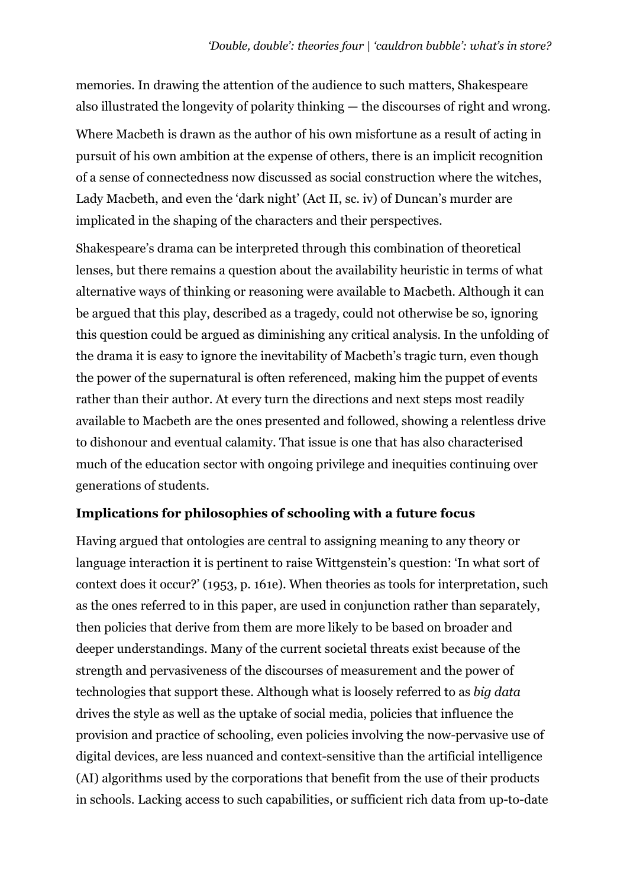memories. In drawing the attention of the audience to such matters, Shakespeare also illustrated the longevity of polarity thinking — the discourses of right and wrong.

Where Macbeth is drawn as the author of his own misfortune as a result of acting in pursuit of his own ambition at the expense of others, there is an implicit recognition of a sense of connectedness now discussed as social construction where the witches, Lady Macbeth, and even the 'dark night' (Act II, sc. iv) of Duncan's murder are implicated in the shaping of the characters and their perspectives.

Shakespeare's drama can be interpreted through this combination of theoretical lenses, but there remains a question about the availability heuristic in terms of what alternative ways of thinking or reasoning were available to Macbeth. Although it can be argued that this play, described as a tragedy, could not otherwise be so, ignoring this question could be argued as diminishing any critical analysis. In the unfolding of the drama it is easy to ignore the inevitability of Macbeth's tragic turn, even though the power of the supernatural is often referenced, making him the puppet of events rather than their author. At every turn the directions and next steps most readily available to Macbeth are the ones presented and followed, showing a relentless drive to dishonour and eventual calamity. That issue is one that has also characterised much of the education sector with ongoing privilege and inequities continuing over generations of students.

### Implications for philosophies of schooling with a future focus

Having argued that ontologies are central to assigning meaning to any theory or language interaction it is pertinent to raise Wittgenstein's question: 'In what sort of context does it occur?' (1953, p. 161e). When theories as tools for interpretation, such as the ones referred to in this paper, are used in conjunction rather than separately, then policies that derive from them are more likely to be based on broader and deeper understandings. Many of the current societal threats exist because of the strength and pervasiveness of the discourses of measurement and the power of technologies that support these. Although what is loosely referred to as *big data* drives the style as well as the uptake of social media, policies that influence the provision and practice of schooling, even policies involving the now-pervasive use of digital devices, are less nuanced and context-sensitive than the artificial intelligence (AI) algorithms used by the corporations that benefit from the use of their products in schools. Lacking access to such capabilities, or sufficient rich data from up-to-date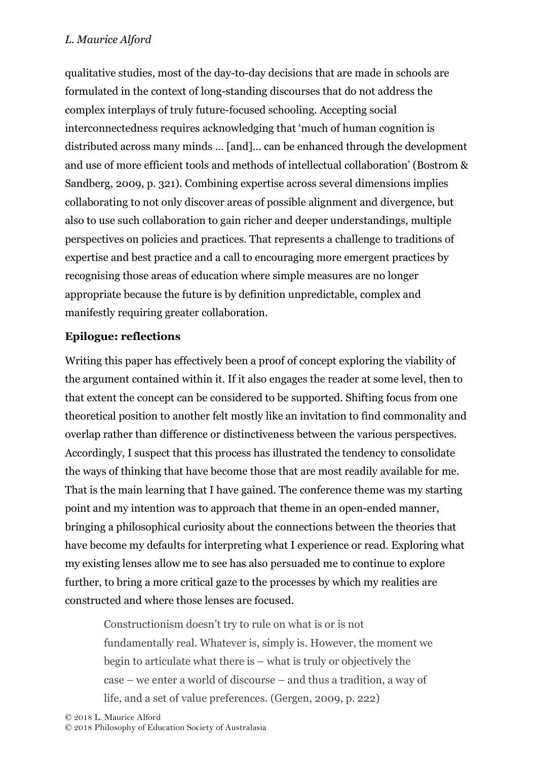qualitative studies, most of the day-to-day decisions that are made in schools are formulated in the context of long-standing discourses that do not address the complex interplays of truly future-focused schooling. Accepting social interconnectedness requires acknowledging that 'much of human cognition is distributed across many minds … [and]… can be enhanced through the development and use of more efficient tools and methods of intellectual collaboration' (Bostrom & Sandberg, 2009, p. 321). Combining expertise across several dimensions implies collaborating to not only discover areas of possible alignment and divergence, but also to use such collaboration to gain richer and deeper understandings, multiple perspectives on policies and practices. That represents a challenge to traditions of expertise and best practice and a call to encouraging more emergent practices by recognising those areas of education where simple measures are no longer appropriate because the future is by definition unpredictable, complex and manifestly requiring greater collaboration.

## Epilogue: reflections

Writing this paper has effectively been a proof of concept exploring the viability of the argument contained within it. If it also engages the reader at some level, then to that extent the concept can be considered to be supported. Shifting focus from one theoretical position to another felt mostly like an invitation to find commonality and overlap rather than difference or distinctiveness between the various perspectives. Accordingly, I suspect that this process has illustrated the tendency to consolidate the ways of thinking that have become those that are most readily available for me. That is the main learning that I have gained. The conference theme was my starting point and my intention was to approach that theme in an open-ended manner, bringing a philosophical curiosity about the connections between the theories that have become my defaults for interpreting what I experience or read. Exploring what my existing lenses allow me to see has also persuaded me to continue to explore further, to bring a more critical gaze to the processes by which my realities are constructed and where those lenses are focused.

> Constructionism doesn't try to rule on what is or is not fundamentally real. Whatever is, simply is. However, the moment we begin to articulate what there is – what is truly or objectively the case – we enter a world of discourse – and thus a tradition, a way of life, and a set of value preferences. (Gergen, 2009, p. 222)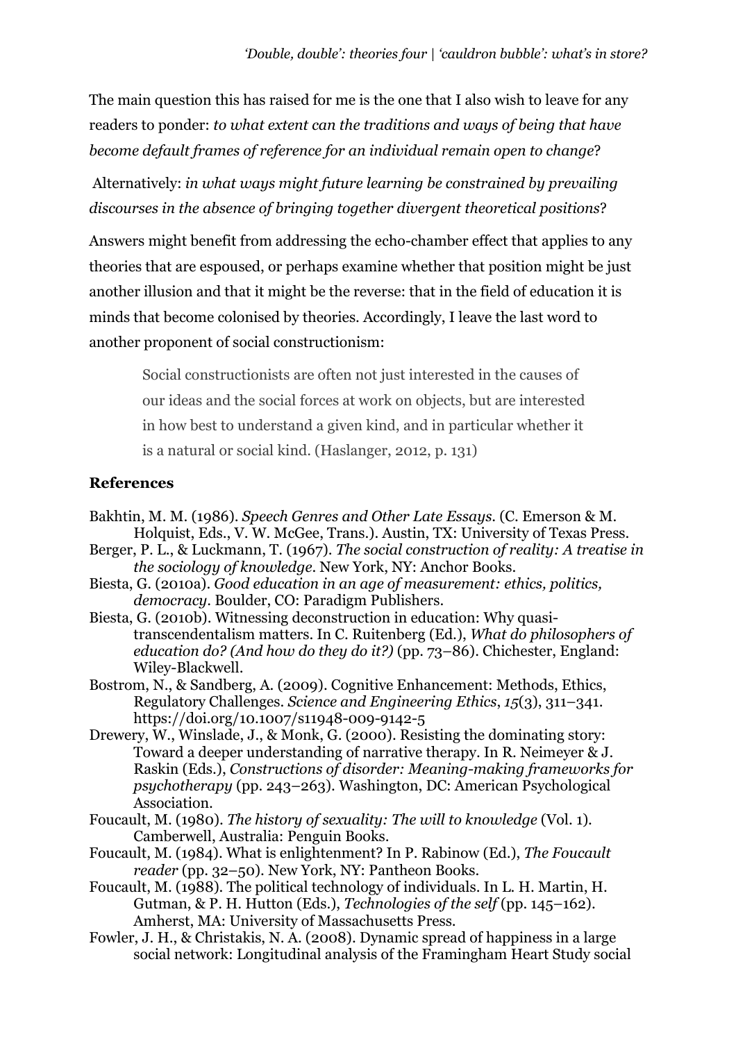The main question this has raised for me is the one that I also wish to leave for any readers to ponder: *to what extent can the traditions and ways of being that have become default frames of reference for an individual remain open to change*?

Alternatively: *in what ways might future learning be constrained by prevailing discourses in the absence of bringing together divergent theoretical positions*?

Answers might benefit from addressing the echo-chamber effect that applies to any theories that are espoused, or perhaps examine whether that position might be just another illusion and that it might be the reverse: that in the field of education it is minds that become colonised by theories. Accordingly, I leave the last word to another proponent of social constructionism:

> Social constructionists are often not just interested in the causes of our ideas and the social forces at work on objects, but are interested in how best to understand a given kind, and in particular whether it is a natural or social kind. (Haslanger, 2012, p. 131)

## References

Bakhtin, M. M. (1986). *Speech Genres and Other Late Essays*. (C. Emerson & M. Holquist, Eds., V. W. McGee, Trans.). Austin, TX: University of Texas Press.

Berger, P. L., & Luckmann, T. (1967). *The social construction of reality: A treatise in the sociology of knowledge*. New York, NY: Anchor Books.

Biesta, G. (2010a). *Good education in an age of measurement: ethics, politics, democracy*. Boulder, CO: Paradigm Publishers.

Biesta, G. (2010b). Witnessing deconstruction in education: Why quasi-transcendentalism matters. In C. Ruitenberg (Ed.), *What do philosophers of education do? (And how do they do it?)* (pp. 73–86). Chichester, England: Wiley-Blackwell.

Bostrom, N., & Sandberg, A. (2009). Cognitive Enhancement: Methods, Ethics, Regulatory Challenges. *Science and Engineering Ethics*, *15*(3), 311–341. https://doi.org/10.1007/s11948-009-9142-5

Drewery, W., Winslade, J., & Monk, G. (2000). Resisting the dominating story: Toward a deeper understanding of narrative therapy. In R. Neimeyer & J. Raskin (Eds.), *Constructions of disorder: Meaning-making frameworks for psychotherapy* (pp. 243–263). Washington, DC: American Psychological Association.

Foucault, M. (1980). *The history of sexuality: The will to knowledge* (Vol. 1). Camberwell, Australia: Penguin Books.

Foucault, M. (1984). What is enlightenment? In P. Rabinow (Ed.), *The Foucault reader* (pp. 32–50). New York, NY: Pantheon Books.

Foucault, M. (1988). The political technology of individuals. In L. H. Martin, H. Gutman, & P. H. Hutton (Eds.), *Technologies of the self* (pp. 145–162). Amherst, MA: University of Massachusetts Press.

Fowler, J. H., & Christakis, N. A. (2008). Dynamic spread of happiness in a large social network: Longitudinal analysis of the Framingham Heart Study social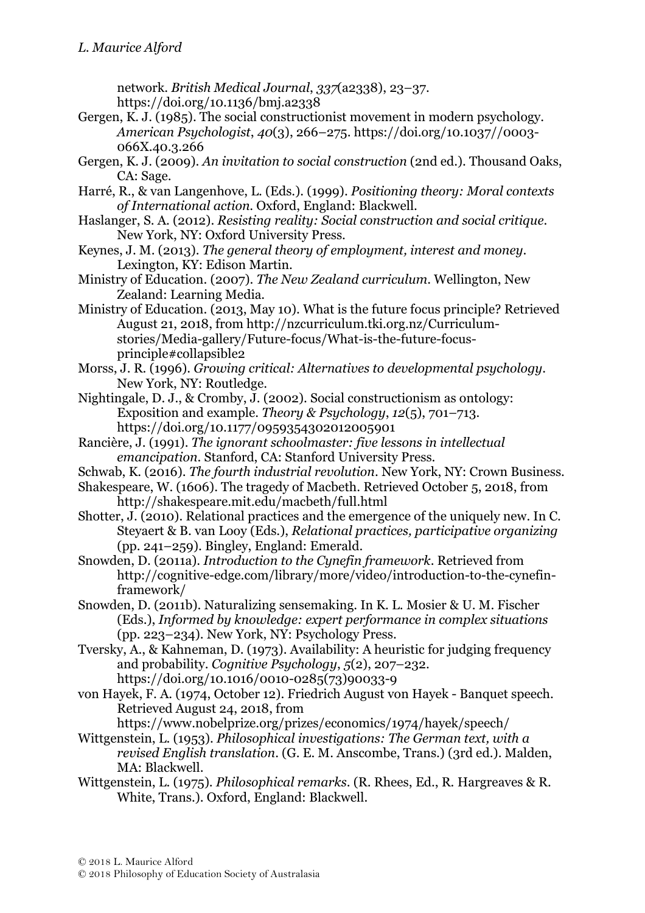network. *British Medical Journal*, *337*(a2338), 23–37. https://doi.org/10.1136/bmj.a2338

Gergen, K. J. (1985). The social constructionist movement in modern psychology. *American Psychologist*, *40*(3), 266–275. https://doi.org/10.1037//0003-066X.40.3.266

Gergen, K. J. (2009). *An invitation to social construction* (2nd ed.). Thousand Oaks, CA: Sage.

Harré, R., & van Langenhove, L. (Eds.). (1999). *Positioning theory: Moral contexts of International action*. Oxford, England: Blackwell.

Haslanger, S. A. (2012). *Resisting reality: Social construction and social critique*. New York, NY: Oxford University Press.

Keynes, J. M. (2013). *The general theory of employment, interest and money*. Lexington, KY: Edison Martin.

Ministry of Education. (2007). *The New Zealand curriculum*. Wellington, New Zealand: Learning Media.

Ministry of Education. (2013, May 10). What is the future focus principle? Retrieved August 21, 2018, from http://nzcurriculum.tki.org.nz/Curriculum-stories/Media-gallery/Future-focus/What-is-the-future-focus-principle#collapsible2

Morss, J. R. (1996). *Growing critical: Alternatives to developmental psychology*. New York, NY: Routledge.

Nightingale, D. J., & Cromby, J. (2002). Social constructionism as ontology: Exposition and example. *Theory & Psychology*, *12*(5), 701–713. https://doi.org/10.1177/0959354302012005901

Rancière, J. (1991). *The ignorant schoolmaster: five lessons in intellectual emancipation*. Stanford, CA: Stanford University Press.

Schwab, K. (2016). *The fourth industrial revolution*. New York, NY: Crown Business.

Shakespeare, W. (1606). The tragedy of Macbeth. Retrieved October 5, 2018, from http://shakespeare.mit.edu/macbeth/full.html

Shotter, J. (2010). Relational practices and the emergence of the uniquely new. In C. Steyaert & B. van Looy (Eds.), *Relational practices, participative organizing* (pp. 241–259). Bingley, England: Emerald.

Snowden, D. (2011a). *Introduction to the Cynefin framework*. Retrieved from http://cognitive-edge.com/library/more/video/introduction-to-the-cynefin-framework/

Snowden, D. (2011b). Naturalizing sensemaking. In K. L. Mosier & U. M. Fischer (Eds.), *Informed by knowledge: expert performance in complex situations* (pp. 223–234). New York, NY: Psychology Press.

Tversky, A., & Kahneman, D. (1973). Availability: A heuristic for judging frequency and probability. *Cognitive Psychology*, *5*(2), 207–232. https://doi.org/10.1016/0010-0285(73)90033-9

von Hayek, F. A. (1974, October 12). Friedrich August von Hayek - Banquet speech. Retrieved August 24, 2018, from https://www.nobelprize.org/prizes/economics/1974/hayek/speech/

Wittgenstein, L. (1953). *Philosophical investigations: The German text, with a revised English translation*. (G. E. M. Anscombe, Trans.) (3rd ed.). Malden, MA: Blackwell.

Wittgenstein, L. (1975). *Philosophical remarks*. (R. Rhees, Ed., R. Hargreaves & R. White, Trans.). Oxford, England: Blackwell.

© 2018 L. Maurice Alford
© 2018 Philosophy of Education Society of Australasia